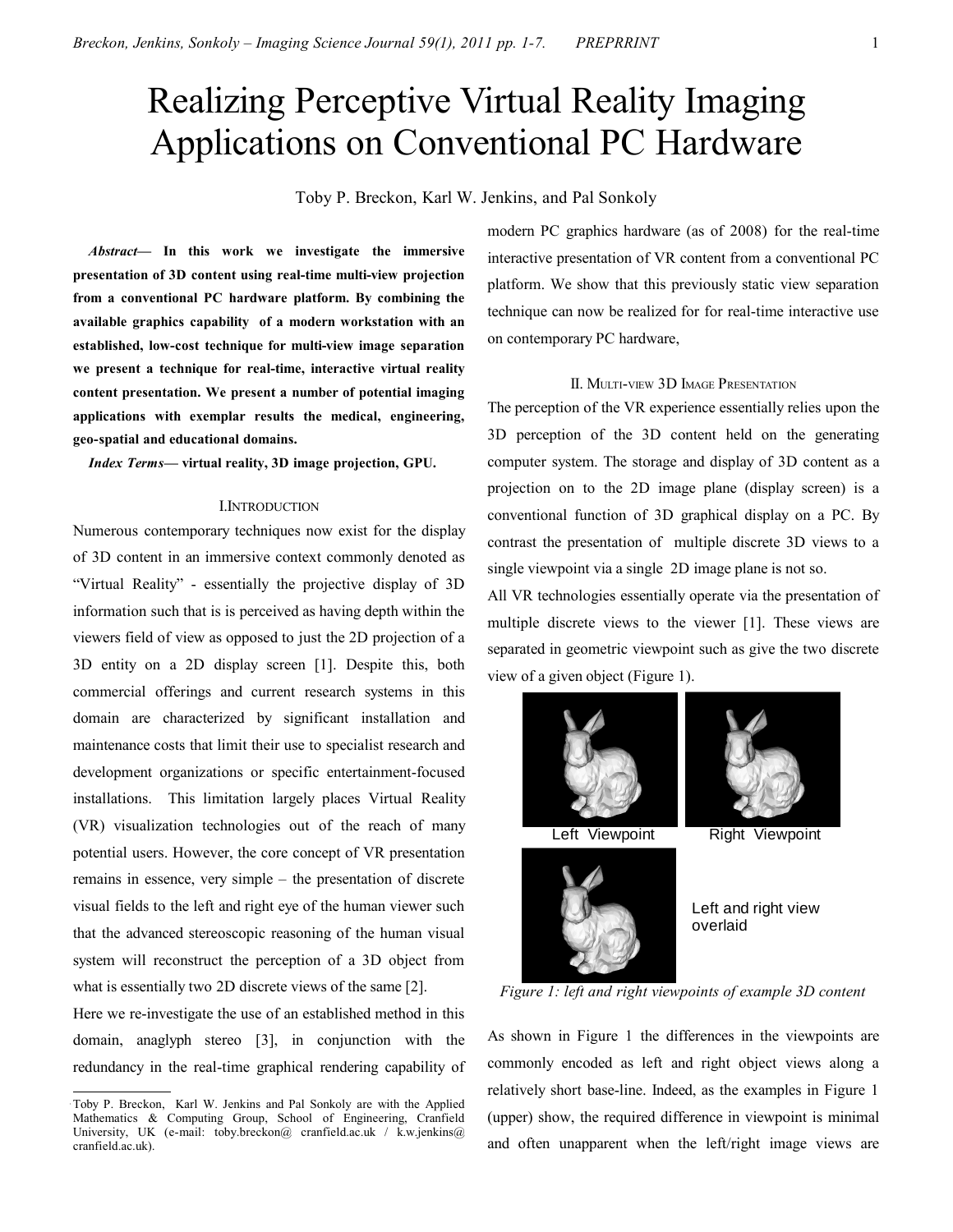# Realizing Perceptive Virtual Reality Imaging Applications on Conventional PC Hardware

Toby P. Breckon, Karl W. Jenkins, and Pal Sonkoly

***Abstract*— In this work we investigate the immersive presentation of 3D content using real-time multi-view projection from a conventional PC hardware platform. By combining the available graphics capability of a modern workstation with an established, low-cost technique for multi-view image separation we present a technique for real-time, interactive virtual reality content presentation. We present a number of potential imaging applications with exemplar results the medical, engineering, geo-spatial and educational domains.**

***Index Terms*— virtual reality, 3D image projection, GPU.**

## I. Introduction

Numerous contemporary techniques now exist for the display of 3D content in an immersive context commonly denoted as "Virtual Reality" - essentially the projective display of 3D information such that is is perceived as having depth within the viewers field of view as opposed to just the 2D projection of a 3D entity on a 2D display screen [1]. Despite this, both commercial offerings and current research systems in this domain are characterized by significant installation and maintenance costs that limit their use to specialist research and development organizations or specific entertainment-focused installations. This limitation largely places Virtual Reality (VR) visualization technologies out of the reach of many potential users. However, the core concept of VR presentation remains in essence, very simple – the presentation of discrete visual fields to the left and right eye of the human viewer such that the advanced stereoscopic reasoning of the human visual system will reconstruct the perception of a 3D object from what is essentially two 2D discrete views of the same [2].

Here we re-investigate the use of an established method in this domain, anaglyph stereo [3], in conjunction with the redundancy in the real-time graphical rendering capability of modern PC graphics hardware (as of 2008) for the real-time interactive presentation of VR content from a conventional PC platform. We show that this previously static view separation technique can now be realized for for real-time interactive use on contemporary PC hardware,

Toby P. Breckon, Karl W. Jenkins and Pal Sonkoly are with the Applied Mathematics & Computing Group, School of Engineering, Cranfield University, UK (e-mail: toby.breckon@ cranfield.ac.uk / k.w.jenkins@ cranfield.ac.uk).

## II. Multi-view 3D Image Presentation

The perception of the VR experience essentially relies upon the 3D perception of the 3D content held on the generating computer system. The storage and display of 3D content as a projection on to the 2D image plane (display screen) is a conventional function of 3D graphical display on a PC. By contrast the presentation of multiple discrete 3D views to a single viewpoint via a single 2D image plane is not so.

All VR technologies essentially operate via the presentation of multiple discrete views to the viewer [1]. These views are separated in geometric viewpoint such as give the two discrete view of a given object (Figure 1).

Left Viewpoint

Right Viewpoint

Left and right view overlaid

*Figure 1: left and right viewpoints of example 3D content*

As shown in Figure 1 the differences in the viewpoints are commonly encoded as left and right object views along a relatively short base-line. Indeed, as the examples in Figure 1 (upper) show, the required difference in viewpoint is minimal and often unapparent when the left/right image views are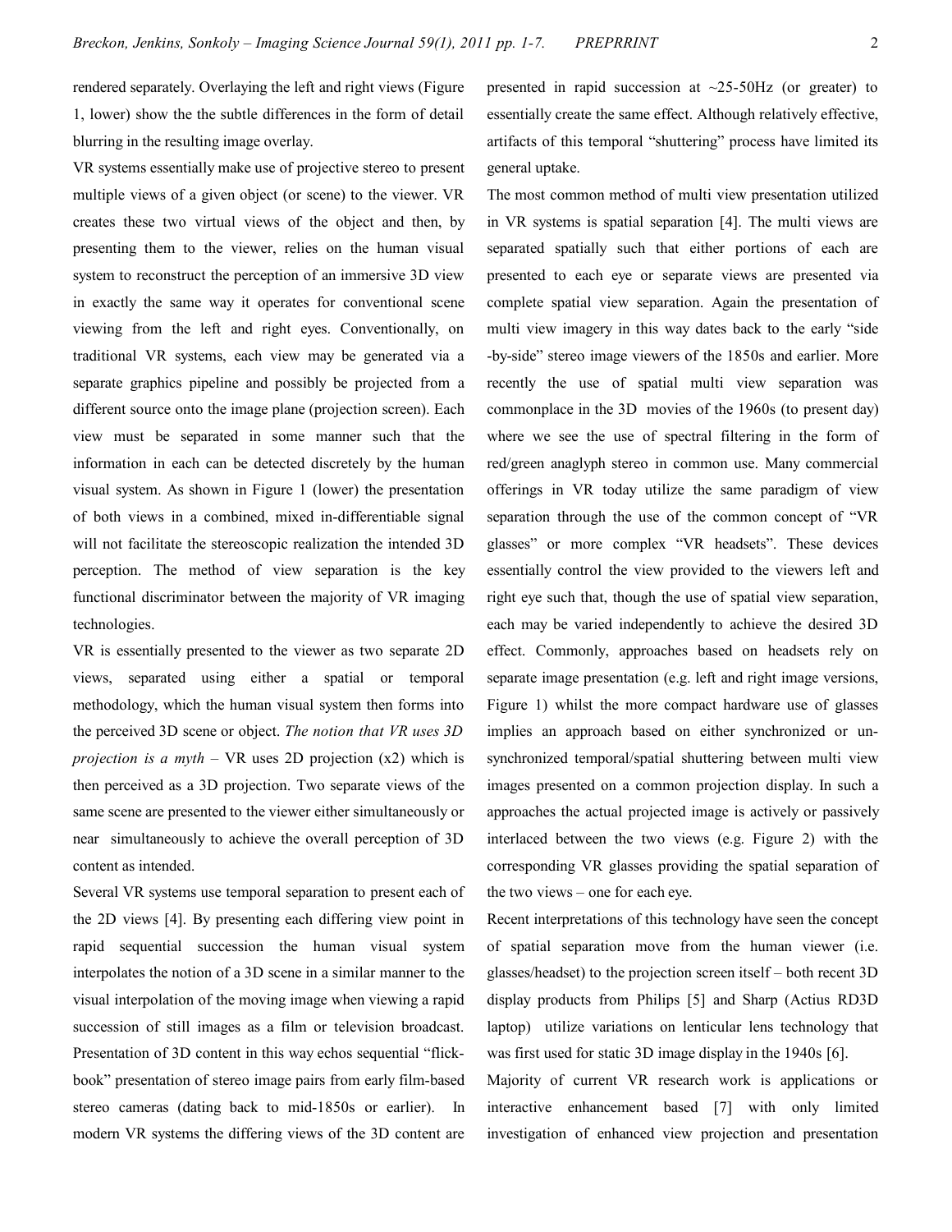rendered separately. Overlaying the left and right views (Figure 1, lower) show the the subtle differences in the form of detail blurring in the resulting image overlay.

VR systems essentially make use of projective stereo to present multiple views of a given object (or scene) to the viewer. VR creates these two virtual views of the object and then, by presenting them to the viewer, relies on the human visual system to reconstruct the perception of an immersive 3D view in exactly the same way it operates for conventional scene viewing from the left and right eyes. Conventionally, on traditional VR systems, each view may be generated via a separate graphics pipeline and possibly be projected from a different source onto the image plane (projection screen). Each view must be separated in some manner such that the information in each can be detected discretely by the human visual system. As shown in Figure 1 (lower) the presentation of both views in a combined, mixed in-differentiable signal will not facilitate the stereoscopic realization the intended 3D perception. The method of view separation is the key functional discriminator between the majority of VR imaging technologies.

VR is essentially presented to the viewer as two separate 2D views, separated using either a spatial or temporal methodology, which the human visual system then forms into the perceived 3D scene or object. *The notion that VR uses 3D projection is a myth* – VR uses 2D projection (x2) which is then perceived as a 3D projection. Two separate views of the same scene are presented to the viewer either simultaneously or near simultaneously to achieve the overall perception of 3D content as intended.

Several VR systems use temporal separation to present each of the 2D views [4]. By presenting each differing view point in rapid sequential succession the human visual system interpolates the notion of a 3D scene in a similar manner to the visual interpolation of the moving image when viewing a rapid succession of still images as a film or television broadcast. Presentation of 3D content in this way echos sequential "flick-book" presentation of stereo image pairs from early film-based stereo cameras (dating back to mid-1850s or earlier). In modern VR systems the differing views of the 3D content are presented in rapid succession at ~25-50Hz (or greater) to essentially create the same effect. Although relatively effective, artifacts of this temporal "shuttering" process have limited its general uptake.

The most common method of multi view presentation utilized in VR systems is spatial separation [4]. The multi views are separated spatially such that either portions of each are presented to each eye or separate views are presented via complete spatial view separation. Again the presentation of multi view imagery in this way dates back to the early "side -by-side" stereo image viewers of the 1850s and earlier. More recently the use of spatial multi view separation was commonplace in the 3D movies of the 1960s (to present day) where we see the use of spectral filtering in the form of red/green anaglyph stereo in common use. Many commercial offerings in VR today utilize the same paradigm of view separation through the use of the common concept of "VR glasses" or more complex "VR headsets". These devices essentially control the view provided to the viewers left and right eye such that, though the use of spatial view separation, each may be varied independently to achieve the desired 3D effect. Commonly, approaches based on headsets rely on separate image presentation (e.g. left and right image versions, Figure 1) whilst the more compact hardware use of glasses implies an approach based on either synchronized or un-synchronized temporal/spatial shuttering between multi view images presented on a common projection display. In such a approaches the actual projected image is actively or passively interlaced between the two views (e.g. Figure 2) with the corresponding VR glasses providing the spatial separation of the two views – one for each eye.

Recent interpretations of this technology have seen the concept of spatial separation move from the human viewer (i.e. glasses/headset) to the projection screen itself – both recent 3D display products from Philips [5] and Sharp (Actius RD3D laptop) utilize variations on lenticular lens technology that was first used for static 3D image display in the 1940s [6].

Majority of current VR research work is applications or interactive enhancement based [7] with only limited investigation of enhanced view projection and presentation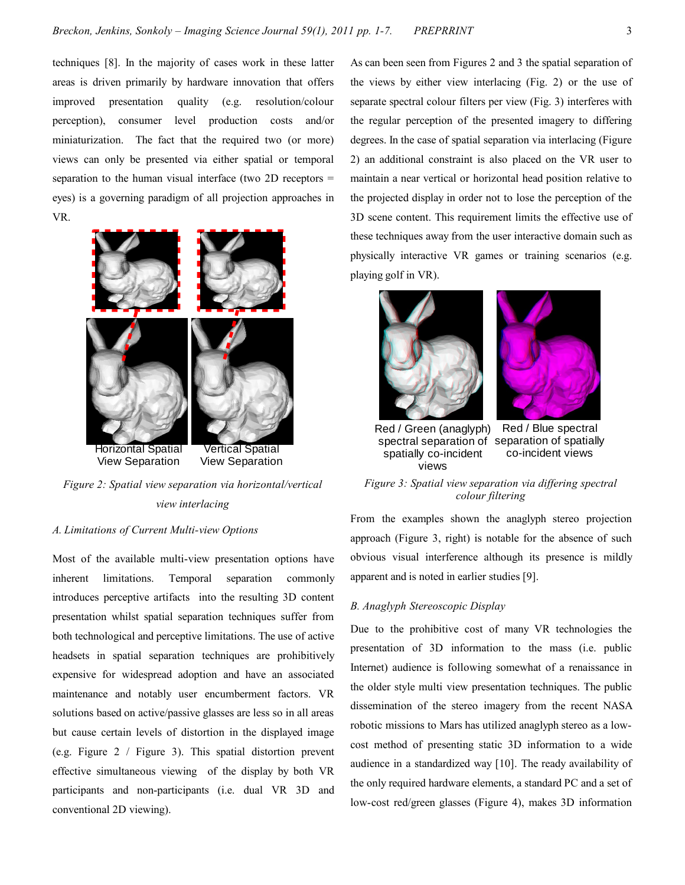techniques [8]. In the majority of cases work in these latter areas is driven primarily by hardware innovation that offers improved presentation quality (e.g. resolution/colour perception), consumer level production costs and/or miniaturization. The fact that the required two (or more) views can only be presented via either spatial or temporal separation to the human visual interface (two 2D receptors = eyes) is a governing paradigm of all projection approaches in VR.

Horizontal Spatial View Separation

Vertical Spatial View Separation

*Figure 2: Spatial view separation via horizontal/vertical view interlacing*

### A. Limitations of Current Multi-view Options

Most of the available multi-view presentation options have inherent limitations. Temporal separation commonly introduces perceptive artifacts into the resulting 3D content presentation whilst spatial separation techniques suffer from both technological and perceptive limitations. The use of active headsets in spatial separation techniques are prohibitively expensive for widespread adoption and have an associated maintenance and notably user encumberment factors. VR solutions based on active/passive glasses are less so in all areas but cause certain levels of distortion in the displayed image (e.g. Figure 2 / Figure 3). This spatial distortion prevent effective simultaneous viewing of the display by both VR participants and non-participants (i.e. dual VR 3D and conventional 2D viewing).

As can been seen from Figures 2 and 3 the spatial separation of the views by either view interlacing (Fig. 2) or the use of separate spectral colour filters per view (Fig. 3) interferes with the regular perception of the presented imagery to differing degrees. In the case of spatial separation via interlacing (Figure 2) an additional constraint is also placed on the VR user to maintain a near vertical or horizontal head position relative to the projected display in order not to lose the perception of the 3D scene content. This requirement limits the effective use of these techniques away from the user interactive domain such as physically interactive VR games or training scenarios (e.g. playing golf in VR).

Red / Green (anaglyph) spectral separation of spatially co-incident views

Red / Blue spectral separation of spatially co-incident views

*Figure 3: Spatial view separation via differing spectral colour filtering*

From the examples shown the anaglyph stereo projection approach (Figure 3, right) is notable for the absence of such obvious visual interference although its presence is mildly apparent and is noted in earlier studies [9].

### B. Anaglyph Stereoscopic Display

Due to the prohibitive cost of many VR technologies the presentation of 3D information to the mass (i.e. public Internet) audience is following somewhat of a renaissance in the older style multi view presentation techniques. The public dissemination of the stereo imagery from the recent NASA robotic missions to Mars has utilized anaglyph stereo as a low-cost method of presenting static 3D information to a wide audience in a standardized way [10]. The ready availability of the only required hardware elements, a standard PC and a set of low-cost red/green glasses (Figure 4), makes 3D information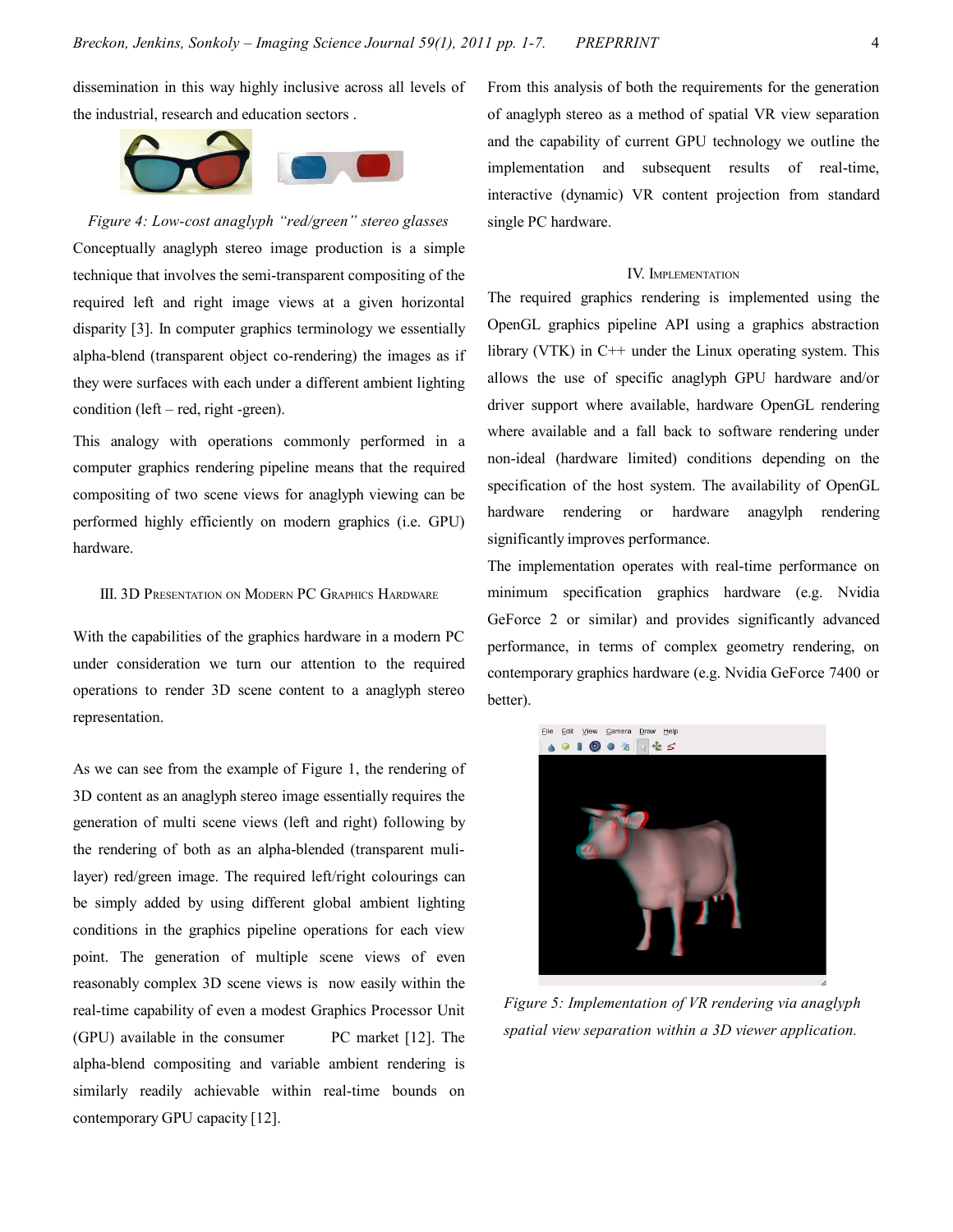dissemination in this way highly inclusive across all levels of the industrial, research and education sectors .

*Figure 4: Low-cost anaglyph "red/green" stereo glasses*

Conceptually anaglyph stereo image production is a simple technique that involves the semi-transparent compositing of the required left and right image views at a given horizontal disparity [3]. In computer graphics terminology we essentially alpha-blend (transparent object co-rendering) the images as if they were surfaces with each under a different ambient lighting condition (left – red, right -green).

This analogy with operations commonly performed in a computer graphics rendering pipeline means that the required compositing of two scene views for anaglyph viewing can be performed highly efficiently on modern graphics (i.e. GPU) hardware.

## III. 3D Presentation on Modern PC Graphics Hardware

With the capabilities of the graphics hardware in a modern PC under consideration we turn our attention to the required operations to render 3D scene content to a anaglyph stereo representation.

As we can see from the example of Figure 1, the rendering of 3D content as an anaglyph stereo image essentially requires the generation of multi scene views (left and right) following by the rendering of both as an alpha-blended (transparent muli-layer) red/green image. The required left/right colourings can be simply added by using different global ambient lighting conditions in the graphics pipeline operations for each view point. The generation of multiple scene views of even reasonably complex 3D scene views is now easily within the real-time capability of even a modest Graphics Processor Unit (GPU) available in the consumer PC market [12]. The alpha-blend compositing and variable ambient rendering is similarly readily achievable within real-time bounds on contemporary GPU capacity [12].

From this analysis of both the requirements for the generation of anaglyph stereo as a method of spatial VR view separation and the capability of current GPU technology we outline the implementation and subsequent results of real-time, interactive (dynamic) VR content projection from standard single PC hardware.

## IV. Implementation

The required graphics rendering is implemented using the OpenGL graphics pipeline API using a graphics abstraction library (VTK) in C++ under the Linux operating system. This allows the use of specific anaglyph GPU hardware and/or driver support where available, hardware OpenGL rendering where available and a fall back to software rendering under non-ideal (hardware limited) conditions depending on the specification of the host system. The availability of OpenGL hardware rendering or hardware anagylph rendering significantly improves performance.

The implementation operates with real-time performance on minimum specification graphics hardware (e.g. Nvidia GeForce 2 or similar) and provides significantly advanced performance, in terms of complex geometry rendering, on contemporary graphics hardware (e.g. Nvidia GeForce 7400 or better).

*Figure 5: Implementation of VR rendering via anaglyph spatial view separation within a 3D viewer application.*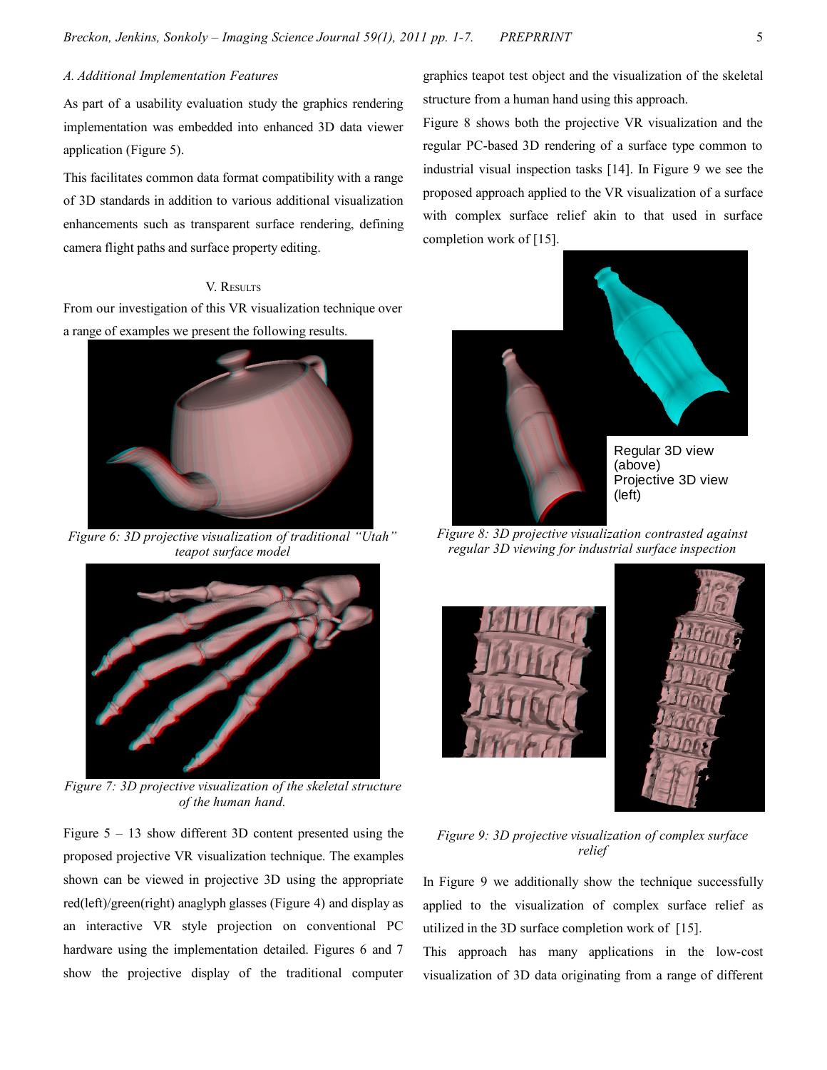### A. Additional Implementation Features

As part of a usability evaluation study the graphics rendering implementation was embedded into enhanced 3D data viewer application (Figure 5).

This facilitates common data format compatibility with a range of 3D standards in addition to various additional visualization enhancements such as transparent surface rendering, defining camera flight paths and surface property editing.

## V. Results

From our investigation of this VR visualization technique over a range of examples we present the following results.

*Figure 6: 3D projective visualization of traditional "Utah" teapot surface model*

*Figure 7: 3D projective visualization of the skeletal structure of the human hand.*

Figure 5 – 13 show different 3D content presented using the proposed projective VR visualization technique. The examples shown can be viewed in projective 3D using the appropriate red(left)/green(right) anaglyph glasses (Figure 4) and display as an interactive VR style projection on conventional PC hardware using the implementation detailed. Figures 6 and 7 show the projective display of the traditional computer graphics teapot test object and the visualization of the skeletal structure from a human hand using this approach.

Figure 8 shows both the projective VR visualization and the regular PC-based 3D rendering of a surface type common to industrial visual inspection tasks [14]. In Figure 9 we see the proposed approach applied to the VR visualization of a surface with complex surface relief akin to that used in surface completion work of [15].

Regular 3D view (above)
Projective 3D view (left)

*Figure 8: 3D projective visualization contrasted against regular 3D viewing for industrial surface inspection*

*Figure 9: 3D projective visualization of complex surface relief*

In Figure 9 we additionally show the technique successfully applied to the visualization of complex surface relief as utilized in the 3D surface completion work of [15].

This approach has many applications in the low-cost visualization of 3D data originating from a range of different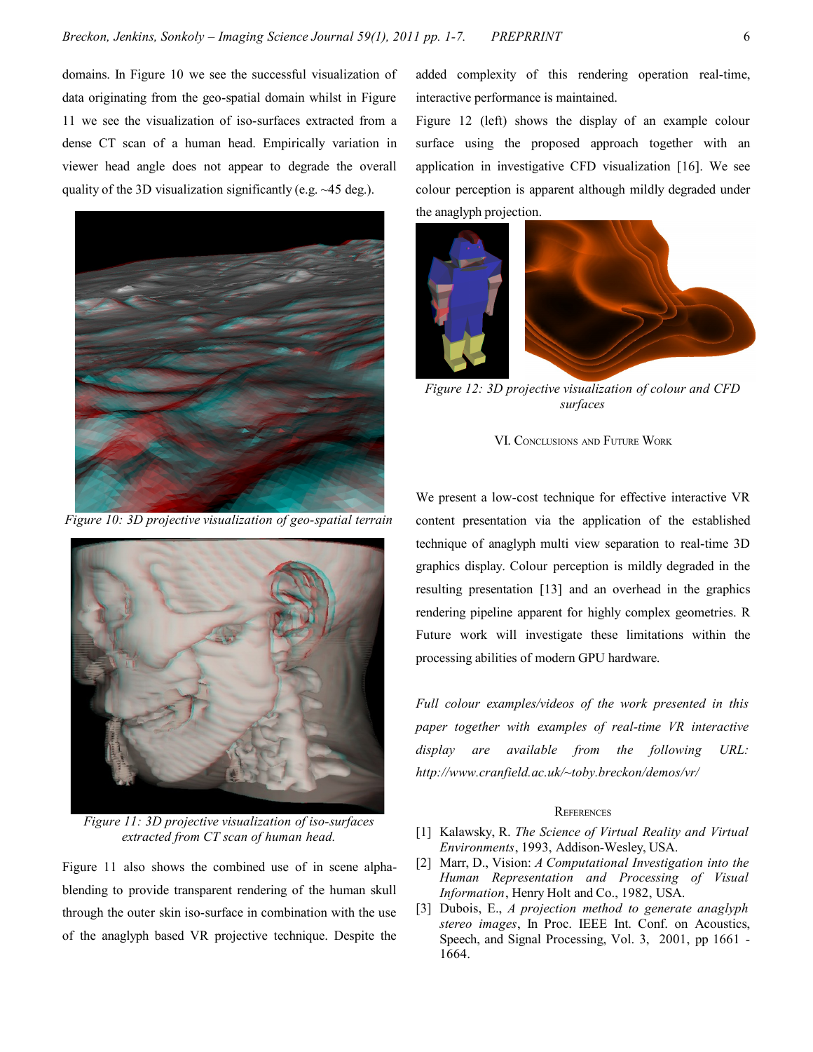domains. In Figure 10 we see the successful visualization of data originating from the geo-spatial domain whilst in Figure 11 we see the visualization of iso-surfaces extracted from a dense CT scan of a human head. Empirically variation in viewer head angle does not appear to degrade the overall quality of the 3D visualization significantly (e.g. ~45 deg.).

*Figure 10: 3D projective visualization of geo-spatial terrain*

*Figure 11: 3D projective visualization of iso-surfaces extracted from CT scan of human head.*

Figure 11 also shows the combined use of in scene alpha-blending to provide transparent rendering of the human skull through the outer skin iso-surface in combination with the use of the anaglyph based VR projective technique. Despite the added complexity of this rendering operation real-time, interactive performance is maintained.

Figure 12 (left) shows the display of an example colour surface using the proposed approach together with an application in investigative CFD visualization [16]. We see colour perception is apparent although mildly degraded under the anaglyph projection.

*Figure 12: 3D projective visualization of colour and CFD surfaces*

## VI. Conclusions and Future Work

We present a low-cost technique for effective interactive VR content presentation via the application of the established technique of anaglyph multi view separation to real-time 3D graphics display. Colour perception is mildly degraded in the resulting presentation [13] and an overhead in the graphics rendering pipeline apparent for highly complex geometries. R Future work will investigate these limitations within the processing abilities of modern GPU hardware.

*Full colour examples/videos of the work presented in this paper together with examples of real-time VR interactive display are available from the following URL: http://www.cranfield.ac.uk/~toby.breckon/demos/vr/*

### References

[1] Kalawsky, R. *The Science of Virtual Reality and Virtual Environments*, 1993, Addison-Wesley, USA.

[2] Marr, D., Vision: *A Computational Investigation into the Human Representation and Processing of Visual Information*, Henry Holt and Co., 1982, USA.

[3] Dubois, E., *A projection method to generate anaglyph stereo images*, In Proc. IEEE Int. Conf. on Acoustics, Speech, and Signal Processing, Vol. 3, 2001, pp 1661 - 1664.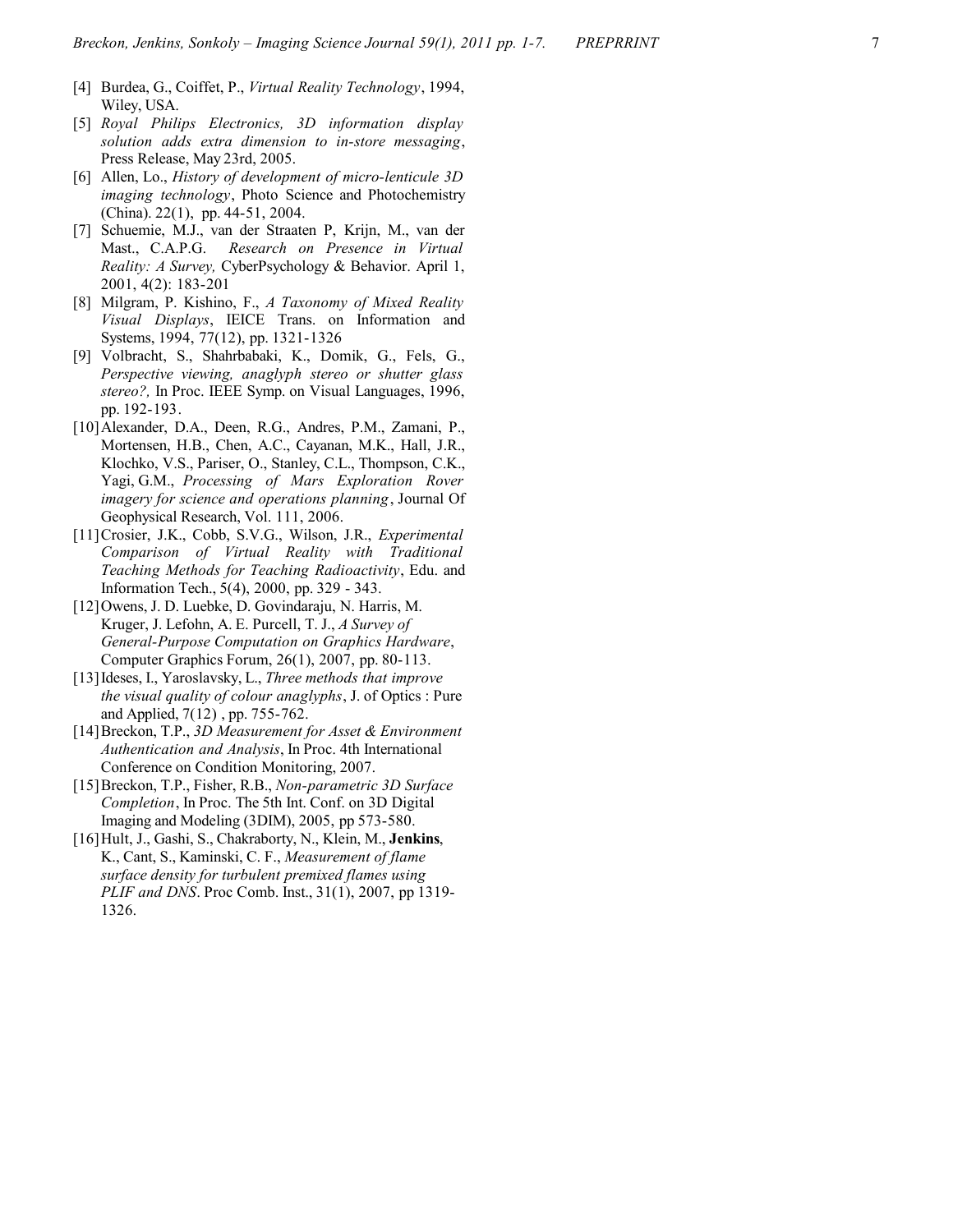[4] Burdea, G., Coiffet, P., *Virtual Reality Technology*, 1994, Wiley, USA.

[5] *Royal Philips Electronics, 3D information display solution adds extra dimension to in-store messaging*, Press Release, May 23rd, 2005.

[6] Allen, Lo., *History of development of micro-lenticule 3D imaging technology*, Photo Science and Photochemistry (China). 22(1), pp. 44-51, 2004.

[7] Schuemie, M.J., van der Straaten P, Krijn, M., van der Mast., C.A.P.G. *Research on Presence in Virtual Reality: A Survey,* CyberPsychology & Behavior. April 1, 2001, 4(2): 183-201

[8] Milgram, P. Kishino, F., *A Taxonomy of Mixed Reality Visual Displays*, IEICE Trans. on Information and Systems, 1994, 77(12), pp. 1321-1326

[9] Volbracht, S., Shahrbabaki, K., Domik, G., Fels, G., *Perspective viewing, anaglyph stereo or shutter glass stereo?,* In Proc. IEEE Symp. on Visual Languages, 1996, pp. 192-193.

[10] Alexander, D.A., Deen, R.G., Andres, P.M., Zamani, P., Mortensen, H.B., Chen, A.C., Cayanan, M.K., Hall, J.R., Klochko, V.S., Pariser, O., Stanley, C.L., Thompson, C.K., Yagi, G.M., *Processing of Mars Exploration Rover imagery for science and operations planning*, Journal Of Geophysical Research, Vol. 111, 2006.

[11] Crosier, J.K., Cobb, S.V.G., Wilson, J.R., *Experimental Comparison of Virtual Reality with Traditional Teaching Methods for Teaching Radioactivity*, Edu. and Information Tech., 5(4), 2000, pp. 329 - 343.

[12] Owens, J. D. Luebke, D. Govindaraju, N. Harris, M. Kruger, J. Lefohn, A. E. Purcell, T. J., *A Survey of General-Purpose Computation on Graphics Hardware*, Computer Graphics Forum, 26(1), 2007, pp. 80-113.

[13] Ideses, I., Yaroslavsky, L., *Three methods that improve the visual quality of colour anaglyphs*, J. of Optics : Pure and Applied, 7(12) , pp. 755-762.

[14] Breckon, T.P., *3D Measurement for Asset & Environment Authentication and Analysis*, In Proc. 4th International Conference on Condition Monitoring, 2007.

[15] Breckon, T.P., Fisher, R.B., *Non-parametric 3D Surface Completion*, In Proc. The 5th Int. Conf. on 3D Digital Imaging and Modeling (3DIM), 2005, pp 573-580.

[16] Hult, J., Gashi, S., Chakraborty, N., Klein, M., **Jenkins**, K., Cant, S., Kaminski, C. F., *Measurement of flame surface density for turbulent premixed flames using PLIF and DNS*. Proc Comb. Inst., 31(1), 2007, pp 1319-1326.